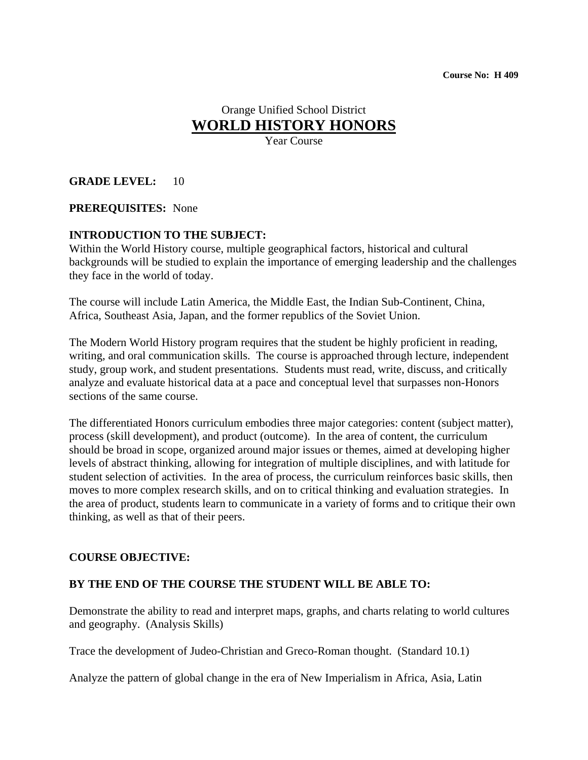**Course No: H 409**

Orange Unified School District

# WORLD HISTORY HONORS

Year Course

**GRADE LEVEL:** 10

**PREREQUISITES:** None

**INTRODUCTION TO THE SUBJECT:**

Within the World History course, multiple geographical factors, historical and cultural backgrounds will be studied to explain the importance of emerging leadership and the challenges they face in the world of today.

The course will include Latin America, the Middle East, the Indian Sub-Continent, China, Africa, Southeast Asia, Japan, and the former republics of the Soviet Union.

The Modern World History program requires that the student be highly proficient in reading, writing, and oral communication skills. The course is approached through lecture, independent study, group work, and student presentations. Students must read, write, discuss, and critically analyze and evaluate historical data at a pace and conceptual level that surpasses non-Honors sections of the same course.

The differentiated Honors curriculum embodies three major categories: content (subject matter), process (skill development), and product (outcome). In the area of content, the curriculum should be broad in scope, organized around major issues or themes, aimed at developing higher levels of abstract thinking, allowing for integration of multiple disciplines, and with latitude for student selection of activities. In the area of process, the curriculum reinforces basic skills, then moves to more complex research skills, and on to critical thinking and evaluation strategies. In the area of product, students learn to communicate in a variety of forms and to critique their own thinking, as well as that of their peers.

**COURSE OBJECTIVE:**

**BY THE END OF THE COURSE THE STUDENT WILL BE ABLE TO:**

Demonstrate the ability to read and interpret maps, graphs, and charts relating to world cultures and geography. (Analysis Skills)

Trace the development of Judeo-Christian and Greco-Roman thought. (Standard 10.1)

Analyze the pattern of global change in the era of New Imperialism in Africa, Asia, Latin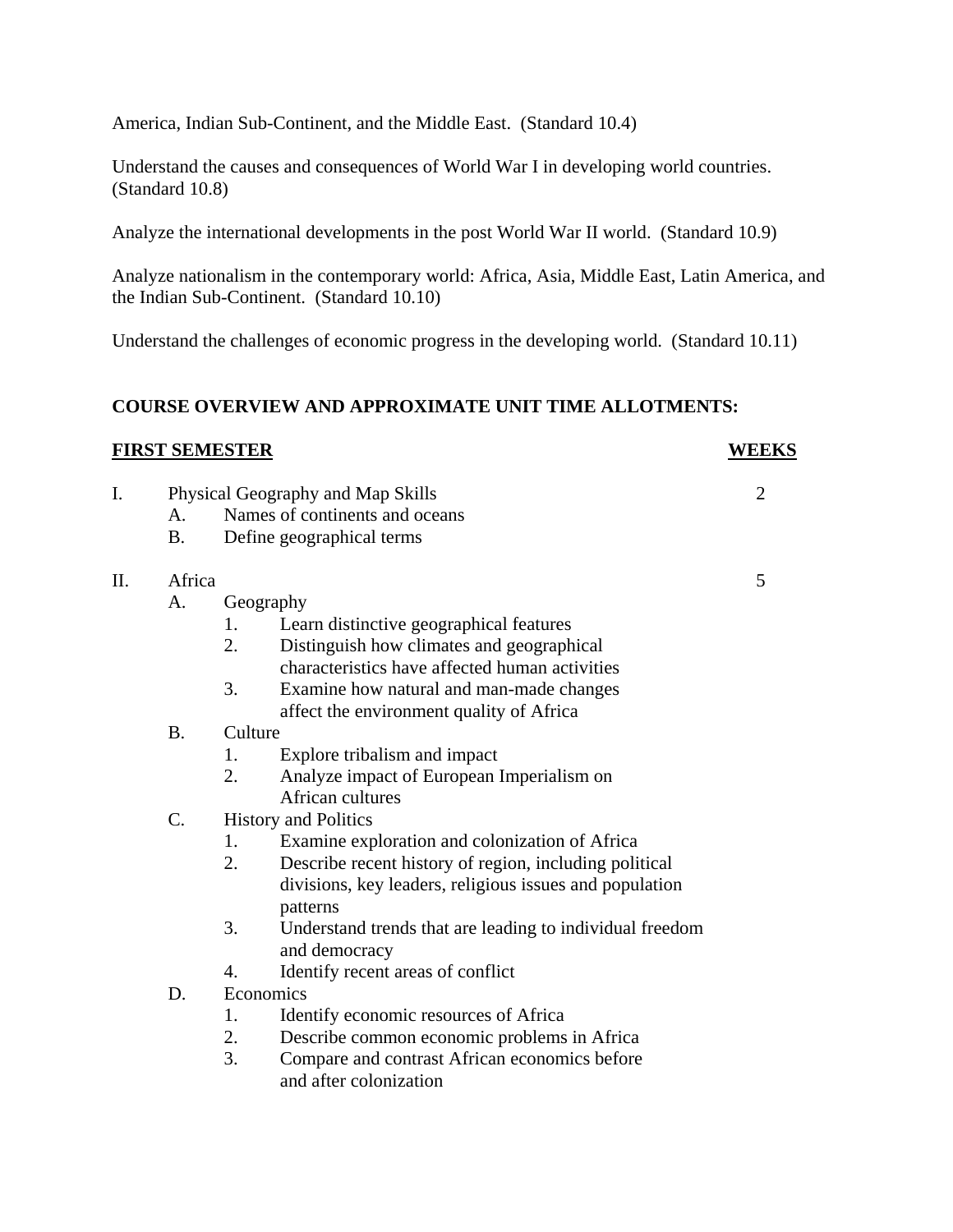America, Indian Sub-Continent, and the Middle East. (Standard 10.4)

Understand the causes and consequences of World War I in developing world countries. (Standard 10.8)

Analyze the international developments in the post World War II world. (Standard 10.9)

Analyze nationalism in the contemporary world: Africa, Asia, Middle East, Latin America, and the Indian Sub-Continent. (Standard 10.10)

Understand the challenges of economic progress in the developing world. (Standard 10.11)

**COURSE OVERVIEW AND APPROXIMATE UNIT TIME ALLOTMENTS:**

**FIRST SEMESTER** **WEEKS**

I. Physical Geography and Map Skills — 2
  - A. Names of continents and oceans
  - B. Define geographical terms

II. Africa — 5
  - A. Geography
    1. Learn distinctive geographical features
    2. Distinguish how climates and geographical characteristics have affected human activities
    3. Examine how natural and man-made changes affect the environment quality of Africa
  - B. Culture
    1. Explore tribalism and impact
    2. Analyze impact of European Imperialism on African cultures
  - C. History and Politics
    1. Examine exploration and colonization of Africa
    2. Describe recent history of region, including political divisions, key leaders, religious issues and population patterns
    3. Understand trends that are leading to individual freedom and democracy
    4. Identify recent areas of conflict
  - D. Economics
    1. Identify economic resources of Africa
    2. Describe common economic problems in Africa
    3. Compare and contrast African economics before and after colonization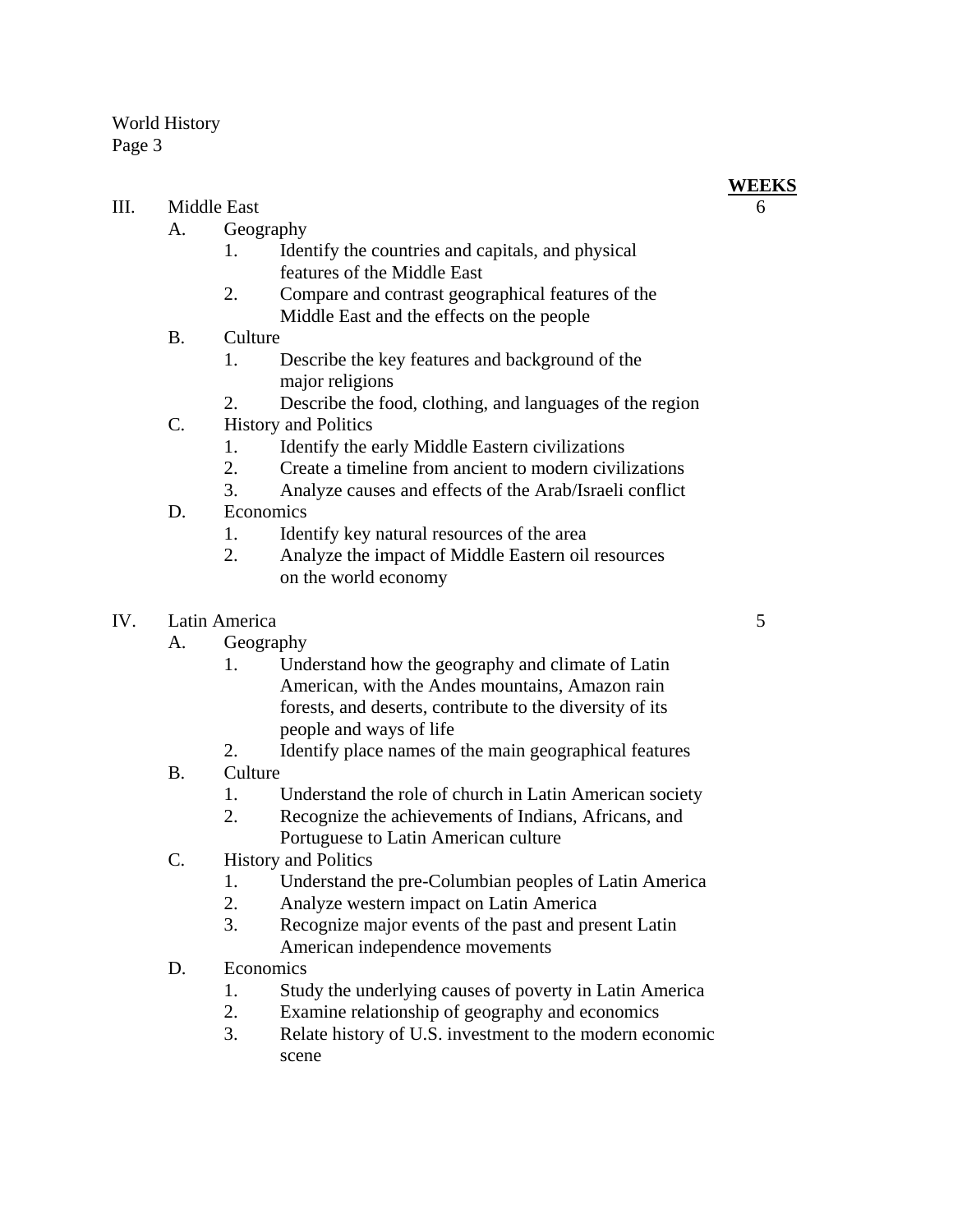**WEEKS**

III. Middle East — 6

- A. Geography
  1. Identify the countries and capitals, and physical features of the Middle East
  2. Compare and contrast geographical features of the Middle East and the effects on the people
- B. Culture
  1. Describe the key features and background of the major religions
  2. Describe the food, clothing, and languages of the region
- C. History and Politics
  1. Identify the early Middle Eastern civilizations
  2. Create a timeline from ancient to modern civilizations
  3. Analyze causes and effects of the Arab/Israeli conflict
- D. Economics
  1. Identify key natural resources of the area
  2. Analyze the impact of Middle Eastern oil resources on the world economy

IV. Latin America — 5

- A. Geography
  1. Understand how the geography and climate of Latin American, with the Andes mountains, Amazon rain forests, and deserts, contribute to the diversity of its people and ways of life
  2. Identify place names of the main geographical features
- B. Culture
  1. Understand the role of church in Latin American society
  2. Recognize the achievements of Indians, Africans, and Portuguese to Latin American culture
- C. History and Politics
  1. Understand the pre-Columbian peoples of Latin America
  2. Analyze western impact on Latin America
  3. Recognize major events of the past and present Latin American independence movements
- D. Economics
  1. Study the underlying causes of poverty in Latin America
  2. Examine relationship of geography and economics
  3. Relate history of U.S. investment to the modern economic scene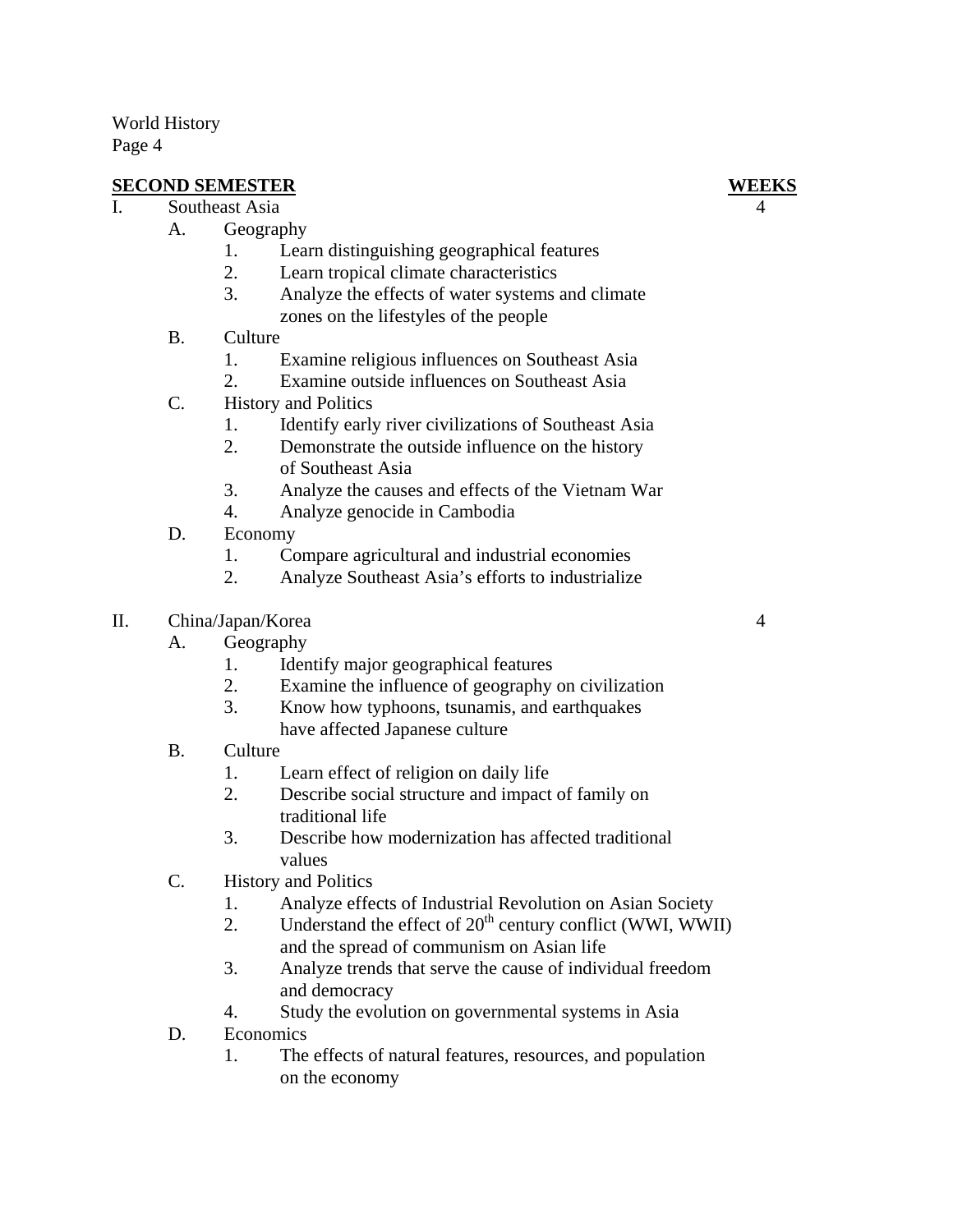## SECOND SEMESTER

**WEEKS**

I. Southeast Asia — 4

- A. Geography
  1. Learn distinguishing geographical features
  2. Learn tropical climate characteristics
  3. Analyze the effects of water systems and climate zones on the lifestyles of the people
- B. Culture
  1. Examine religious influences on Southeast Asia
  2. Examine outside influences on Southeast Asia
- C. History and Politics
  1. Identify early river civilizations of Southeast Asia
  2. Demonstrate the outside influence on the history of Southeast Asia
  3. Analyze the causes and effects of the Vietnam War
  4. Analyze genocide in Cambodia
- D. Economy
  1. Compare agricultural and industrial economies
  2. Analyze Southeast Asia's efforts to industrialize

II. China/Japan/Korea — 4

- A. Geography
  1. Identify major geographical features
  2. Examine the influence of geography on civilization
  3. Know how typhoons, tsunamis, and earthquakes have affected Japanese culture
- B. Culture
  1. Learn effect of religion on daily life
  2. Describe social structure and impact of family on traditional life
  3. Describe how modernization has affected traditional values
- C. History and Politics
  1. Analyze effects of Industrial Revolution on Asian Society
  2. Understand the effect of 20th century conflict (WWI, WWII) and the spread of communism on Asian life
  3. Analyze trends that serve the cause of individual freedom and democracy
  4. Study the evolution on governmental systems in Asia
- D. Economics
  1. The effects of natural features, resources, and population on the economy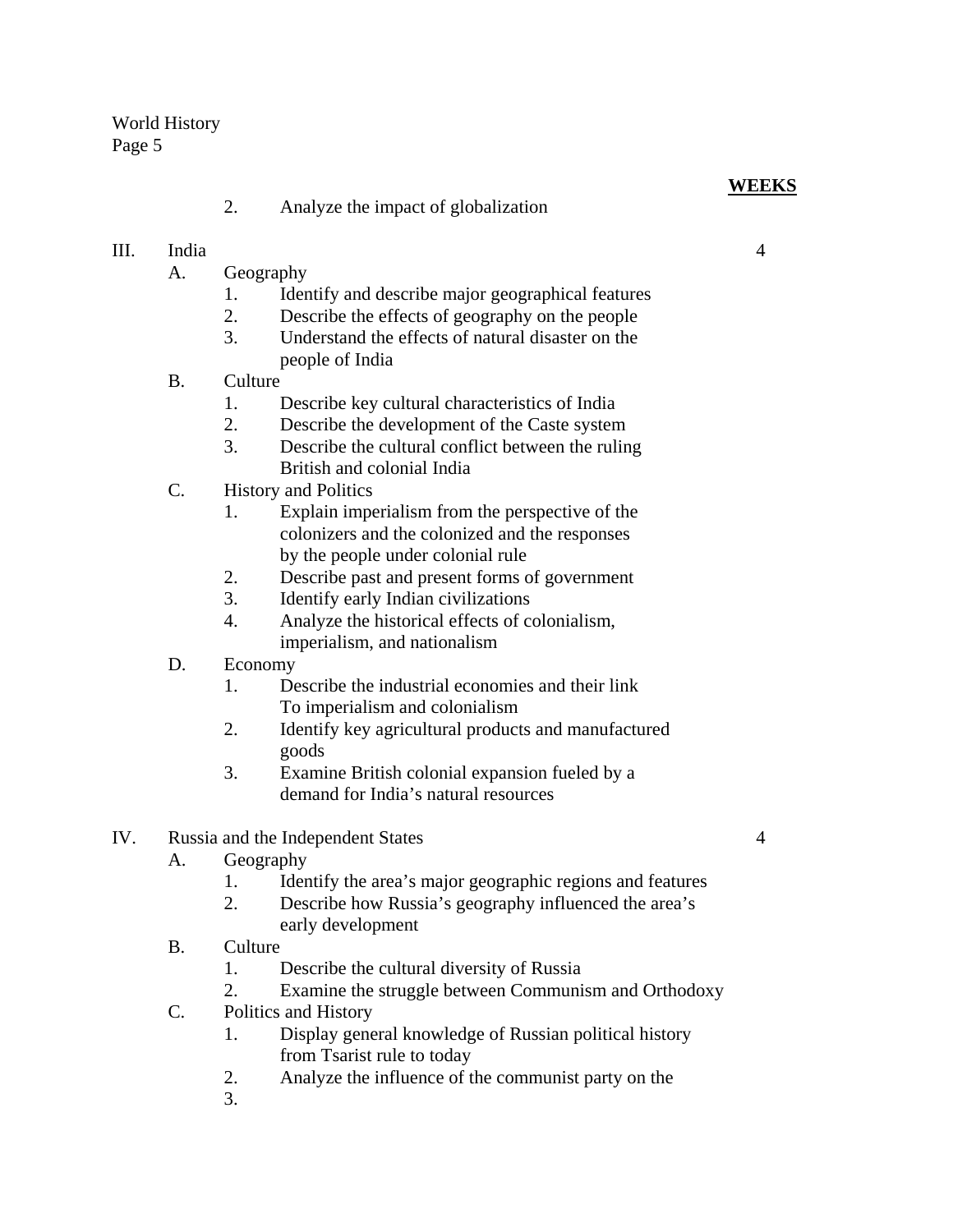**WEEKS**

2. Analyze the impact of globalization

III. India — 4

A. Geography
   1. Identify and describe major geographical features
   2. Describe the effects of geography on the people
   3. Understand the effects of natural disaster on the people of India

B. Culture
   1. Describe key cultural characteristics of India
   2. Describe the development of the Caste system
   3. Describe the cultural conflict between the ruling British and colonial India

C. History and Politics
   1. Explain imperialism from the perspective of the colonizers and the colonized and the responses by the people under colonial rule
   2. Describe past and present forms of government
   3. Identify early Indian civilizations
   4. Analyze the historical effects of colonialism, imperialism, and nationalism

D. Economy
   1. Describe the industrial economies and their link To imperialism and colonialism
   2. Identify key agricultural products and manufactured goods
   3. Examine British colonial expansion fueled by a demand for India's natural resources

IV. Russia and the Independent States — 4

A. Geography
   1. Identify the area's major geographic regions and features
   2. Describe how Russia's geography influenced the area's early development

B. Culture
   1. Describe the cultural diversity of Russia
   2. Examine the struggle between Communism and Orthodoxy

C. Politics and History
   1. Display general knowledge of Russian political history from Tsarist rule to today
   2. Analyze the influence of the communist party on the
   3.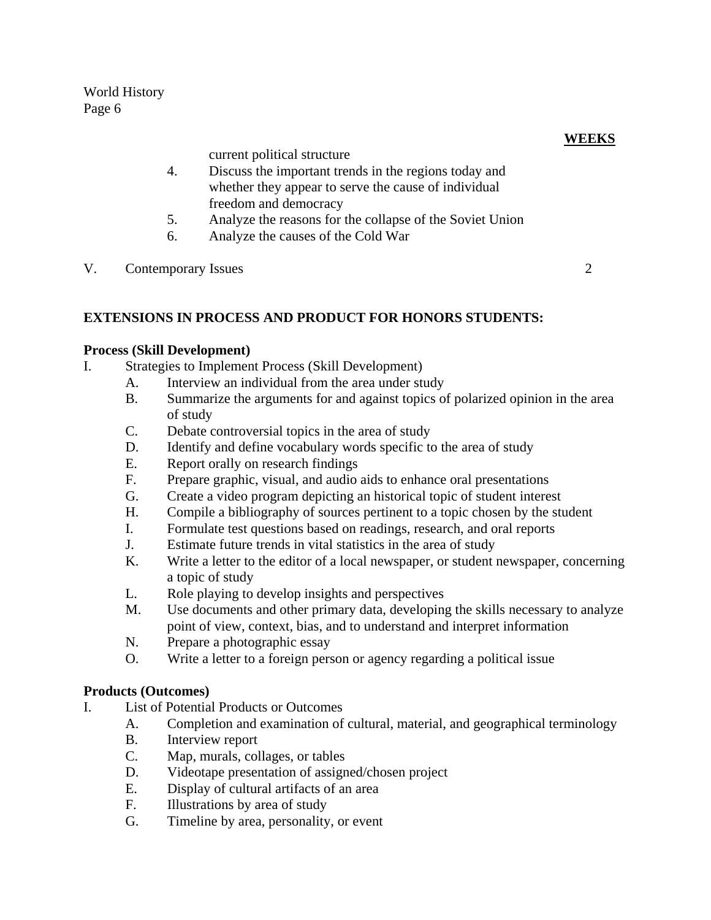**WEEKS**

current political structure

4. Discuss the important trends in the regions today and whether they appear to serve the cause of individual freedom and democracy
5. Analyze the reasons for the collapse of the Soviet Union
6. Analyze the causes of the Cold War

V. Contemporary Issues 2

**EXTENSIONS IN PROCESS AND PRODUCT FOR HONORS STUDENTS:**

**Process (Skill Development)**

I. Strategies to Implement Process (Skill Development)

- A. Interview an individual from the area under study
- B. Summarize the arguments for and against topics of polarized opinion in the area of study
- C. Debate controversial topics in the area of study
- D. Identify and define vocabulary words specific to the area of study
- E. Report orally on research findings
- F. Prepare graphic, visual, and audio aids to enhance oral presentations
- G. Create a video program depicting an historical topic of student interest
- H. Compile a bibliography of sources pertinent to a topic chosen by the student
- I. Formulate test questions based on readings, research, and oral reports
- J. Estimate future trends in vital statistics in the area of study
- K. Write a letter to the editor of a local newspaper, or student newspaper, concerning a topic of study
- L. Role playing to develop insights and perspectives
- M. Use documents and other primary data, developing the skills necessary to analyze point of view, context, bias, and to understand and interpret information
- N. Prepare a photographic essay
- O. Write a letter to a foreign person or agency regarding a political issue

**Products (Outcomes)**

I. List of Potential Products or Outcomes

- A. Completion and examination of cultural, material, and geographical terminology
- B. Interview report
- C. Map, murals, collages, or tables
- D. Videotape presentation of assigned/chosen project
- E. Display of cultural artifacts of an area
- F. Illustrations by area of study
- G. Timeline by area, personality, or event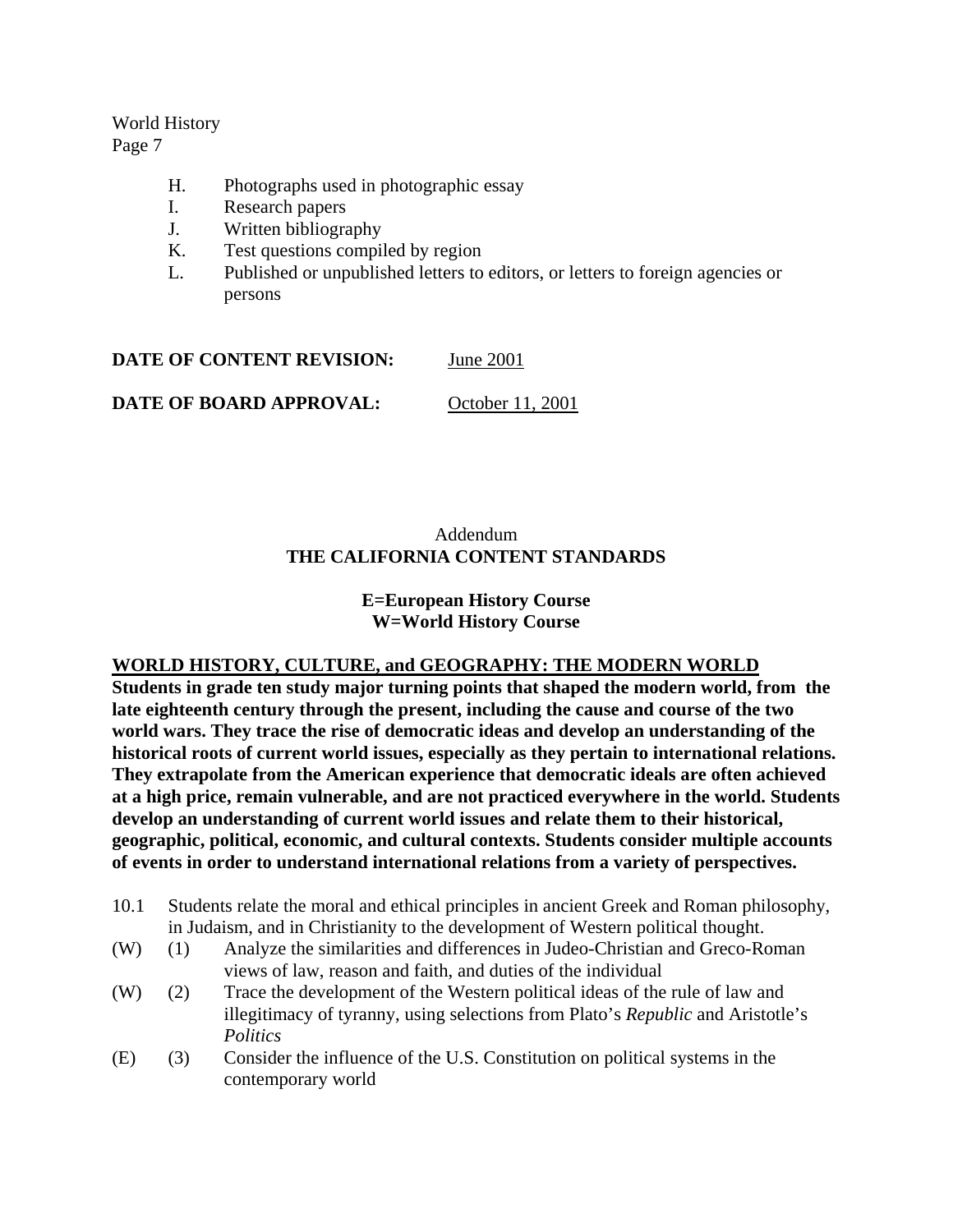H. Photographs used in photographic essay
I. Research papers
J. Written bibliography
K. Test questions compiled by region
L. Published or unpublished letters to editors, or letters to foreign agencies or persons

**DATE OF CONTENT REVISION:** June 2001

**DATE OF BOARD APPROVAL:** October 11, 2001

Addendum
## THE CALIFORNIA CONTENT STANDARDS

**E=European History Course**
**W=World History Course**

**WORLD HISTORY, CULTURE, and GEOGRAPHY: THE MODERN WORLD**
**Students in grade ten study major turning points that shaped the modern world, from the late eighteenth century through the present, including the cause and course of the two world wars. They trace the rise of democratic ideas and develop an understanding of the historical roots of current world issues, especially as they pertain to international relations. They extrapolate from the American experience that democratic ideals are often achieved at a high price, remain vulnerable, and are not practiced everywhere in the world. Students develop an understanding of current world issues and relate them to their historical, geographic, political, economic, and cultural contexts. Students consider multiple accounts of events in order to understand international relations from a variety of perspectives.**

10.1 Students relate the moral and ethical principles in ancient Greek and Roman philosophy, in Judaism, and in Christianity to the development of Western political thought.

(W) (1) Analyze the similarities and differences in Judeo-Christian and Greco-Roman views of law, reason and faith, and duties of the individual

(W) (2) Trace the development of the Western political ideas of the rule of law and illegitimacy of tyranny, using selections from Plato's *Republic* and Aristotle's *Politics*

(E) (3) Consider the influence of the U.S. Constitution on political systems in the contemporary world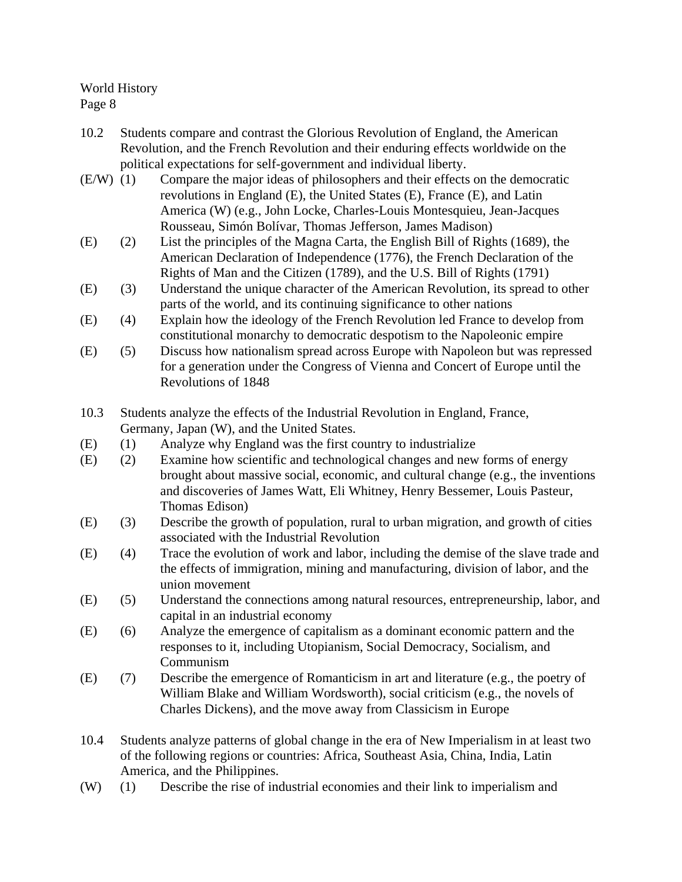10.2 Students compare and contrast the Glorious Revolution of England, the American Revolution, and the French Revolution and their enduring effects worldwide on the political expectations for self-government and individual liberty.

(E/W) (1) Compare the major ideas of philosophers and their effects on the democratic revolutions in England (E), the United States (E), France (E), and Latin America (W) (e.g., John Locke, Charles-Louis Montesquieu, Jean-Jacques Rousseau, Simón Bolívar, Thomas Jefferson, James Madison)

(E) (2) List the principles of the Magna Carta, the English Bill of Rights (1689), the American Declaration of Independence (1776), the French Declaration of the Rights of Man and the Citizen (1789), and the U.S. Bill of Rights (1791)

(E) (3) Understand the unique character of the American Revolution, its spread to other parts of the world, and its continuing significance to other nations

(E) (4) Explain how the ideology of the French Revolution led France to develop from constitutional monarchy to democratic despotism to the Napoleonic empire

(E) (5) Discuss how nationalism spread across Europe with Napoleon but was repressed for a generation under the Congress of Vienna and Concert of Europe until the Revolutions of 1848

10.3 Students analyze the effects of the Industrial Revolution in England, France, Germany, Japan (W), and the United States.

(E) (1) Analyze why England was the first country to industrialize

(E) (2) Examine how scientific and technological changes and new forms of energy brought about massive social, economic, and cultural change (e.g., the inventions and discoveries of James Watt, Eli Whitney, Henry Bessemer, Louis Pasteur, Thomas Edison)

(E) (3) Describe the growth of population, rural to urban migration, and growth of cities associated with the Industrial Revolution

(E) (4) Trace the evolution of work and labor, including the demise of the slave trade and the effects of immigration, mining and manufacturing, division of labor, and the union movement

(E) (5) Understand the connections among natural resources, entrepreneurship, labor, and capital in an industrial economy

(E) (6) Analyze the emergence of capitalism as a dominant economic pattern and the responses to it, including Utopianism, Social Democracy, Socialism, and Communism

(E) (7) Describe the emergence of Romanticism in art and literature (e.g., the poetry of William Blake and William Wordsworth), social criticism (e.g., the novels of Charles Dickens), and the move away from Classicism in Europe

10.4 Students analyze patterns of global change in the era of New Imperialism in at least two of the following regions or countries: Africa, Southeast Asia, China, India, Latin America, and the Philippines.

(W) (1) Describe the rise of industrial economies and their link to imperialism and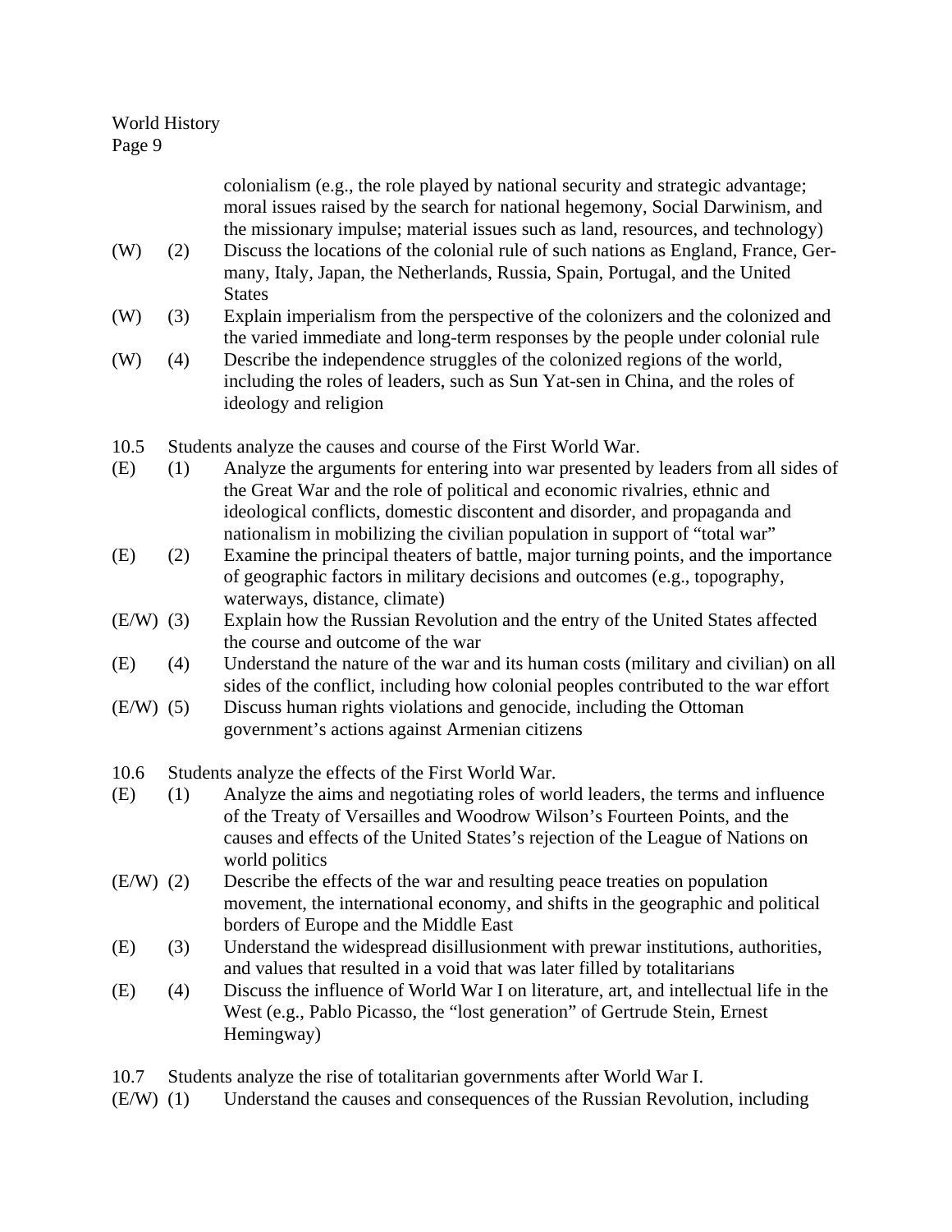colonialism (e.g., the role played by national security and strategic advantage; moral issues raised by the search for national hegemony, Social Darwinism, and the missionary impulse; material issues such as land, resources, and technology)

(W) (2) Discuss the locations of the colonial rule of such nations as England, France, Germany, Italy, Japan, the Netherlands, Russia, Spain, Portugal, and the United States

(W) (3) Explain imperialism from the perspective of the colonizers and the colonized and the varied immediate and long-term responses by the people under colonial rule

(W) (4) Describe the independence struggles of the colonized regions of the world, including the roles of leaders, such as Sun Yat-sen in China, and the roles of ideology and religion

10.5 Students analyze the causes and course of the First World War.

(E) (1) Analyze the arguments for entering into war presented by leaders from all sides of the Great War and the role of political and economic rivalries, ethnic and ideological conflicts, domestic discontent and disorder, and propaganda and nationalism in mobilizing the civilian population in support of "total war"

(E) (2) Examine the principal theaters of battle, major turning points, and the importance of geographic factors in military decisions and outcomes (e.g., topography, waterways, distance, climate)

(E/W) (3) Explain how the Russian Revolution and the entry of the United States affected the course and outcome of the war

(E) (4) Understand the nature of the war and its human costs (military and civilian) on all sides of the conflict, including how colonial peoples contributed to the war effort

(E/W) (5) Discuss human rights violations and genocide, including the Ottoman government's actions against Armenian citizens

10.6 Students analyze the effects of the First World War.

(E) (1) Analyze the aims and negotiating roles of world leaders, the terms and influence of the Treaty of Versailles and Woodrow Wilson's Fourteen Points, and the causes and effects of the United States's rejection of the League of Nations on world politics

(E/W) (2) Describe the effects of the war and resulting peace treaties on population movement, the international economy, and shifts in the geographic and political borders of Europe and the Middle East

(E) (3) Understand the widespread disillusionment with prewar institutions, authorities, and values that resulted in a void that was later filled by totalitarians

(E) (4) Discuss the influence of World War I on literature, art, and intellectual life in the West (e.g., Pablo Picasso, the "lost generation" of Gertrude Stein, Ernest Hemingway)

10.7 Students analyze the rise of totalitarian governments after World War I.

(E/W) (1) Understand the causes and consequences of the Russian Revolution, including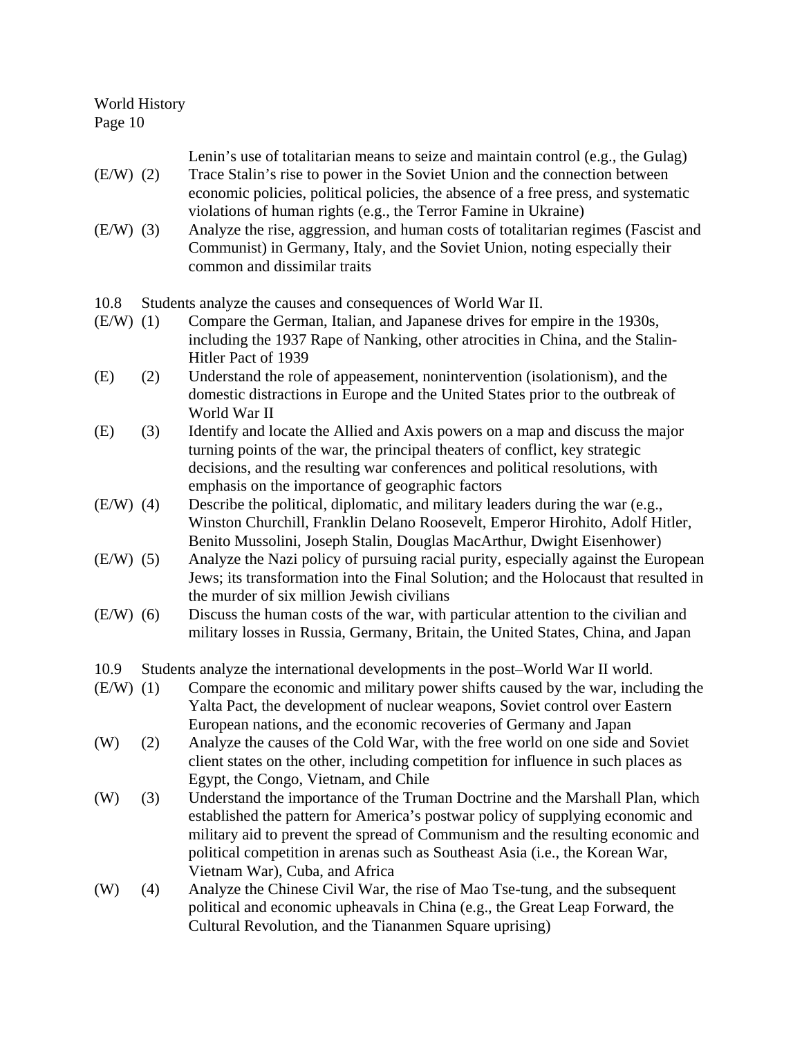Lenin's use of totalitarian means to seize and maintain control (e.g., the Gulag)

(E/W) (2) Trace Stalin's rise to power in the Soviet Union and the connection between economic policies, political policies, the absence of a free press, and systematic violations of human rights (e.g., the Terror Famine in Ukraine)

(E/W) (3) Analyze the rise, aggression, and human costs of totalitarian regimes (Fascist and Communist) in Germany, Italy, and the Soviet Union, noting especially their common and dissimilar traits

10.8 Students analyze the causes and consequences of World War II.

(E/W) (1) Compare the German, Italian, and Japanese drives for empire in the 1930s, including the 1937 Rape of Nanking, other atrocities in China, and the Stalin-Hitler Pact of 1939

(E) (2) Understand the role of appeasement, nonintervention (isolationism), and the domestic distractions in Europe and the United States prior to the outbreak of World War II

(E) (3) Identify and locate the Allied and Axis powers on a map and discuss the major turning points of the war, the principal theaters of conflict, key strategic decisions, and the resulting war conferences and political resolutions, with emphasis on the importance of geographic factors

(E/W) (4) Describe the political, diplomatic, and military leaders during the war (e.g., Winston Churchill, Franklin Delano Roosevelt, Emperor Hirohito, Adolf Hitler, Benito Mussolini, Joseph Stalin, Douglas MacArthur, Dwight Eisenhower)

(E/W) (5) Analyze the Nazi policy of pursuing racial purity, especially against the European Jews; its transformation into the Final Solution; and the Holocaust that resulted in the murder of six million Jewish civilians

(E/W) (6) Discuss the human costs of the war, with particular attention to the civilian and military losses in Russia, Germany, Britain, the United States, China, and Japan

10.9 Students analyze the international developments in the post–World War II world.

(E/W) (1) Compare the economic and military power shifts caused by the war, including the Yalta Pact, the development of nuclear weapons, Soviet control over Eastern European nations, and the economic recoveries of Germany and Japan

(W) (2) Analyze the causes of the Cold War, with the free world on one side and Soviet client states on the other, including competition for influence in such places as Egypt, the Congo, Vietnam, and Chile

(W) (3) Understand the importance of the Truman Doctrine and the Marshall Plan, which established the pattern for America's postwar policy of supplying economic and military aid to prevent the spread of Communism and the resulting economic and political competition in arenas such as Southeast Asia (i.e., the Korean War, Vietnam War), Cuba, and Africa

(W) (4) Analyze the Chinese Civil War, the rise of Mao Tse-tung, and the subsequent political and economic upheavals in China (e.g., the Great Leap Forward, the Cultural Revolution, and the Tiananmen Square uprising)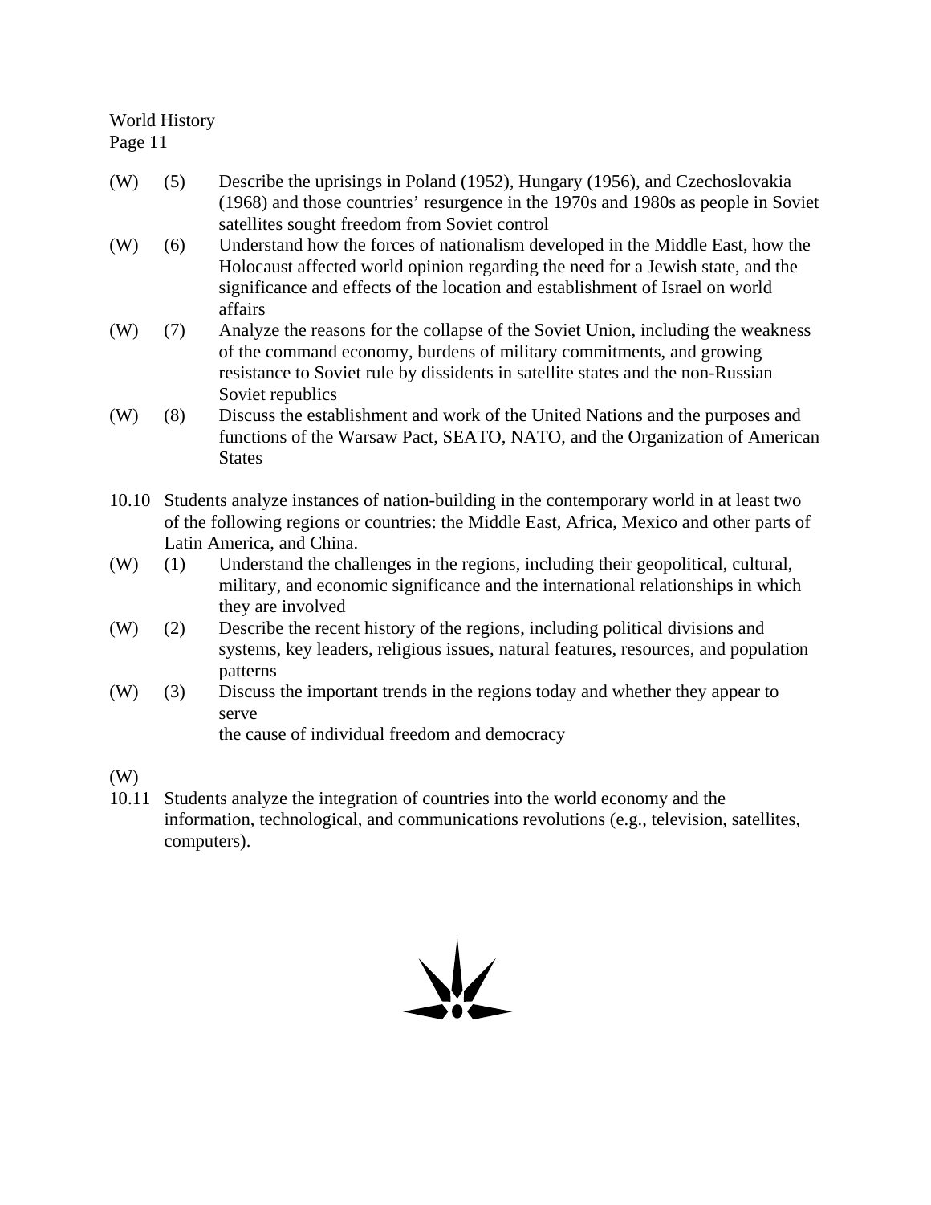(W) (5) Describe the uprisings in Poland (1952), Hungary (1956), and Czechoslovakia (1968) and those countries' resurgence in the 1970s and 1980s as people in Soviet satellites sought freedom from Soviet control

(W) (6) Understand how the forces of nationalism developed in the Middle East, how the Holocaust affected world opinion regarding the need for a Jewish state, and the significance and effects of the location and establishment of Israel on world affairs

(W) (7) Analyze the reasons for the collapse of the Soviet Union, including the weakness of the command economy, burdens of military commitments, and growing resistance to Soviet rule by dissidents in satellite states and the non-Russian Soviet republics

(W) (8) Discuss the establishment and work of the United Nations and the purposes and functions of the Warsaw Pact, SEATO, NATO, and the Organization of American States

10.10 Students analyze instances of nation-building in the contemporary world in at least two of the following regions or countries: the Middle East, Africa, Mexico and other parts of Latin America, and China.

(W) (1) Understand the challenges in the regions, including their geopolitical, cultural, military, and economic significance and the international relationships in which they are involved

(W) (2) Describe the recent history of the regions, including political divisions and systems, key leaders, religious issues, natural features, resources, and population patterns

(W) (3) Discuss the important trends in the regions today and whether they appear to serve
the cause of individual freedom and democracy

(W)

10.11 Students analyze the integration of countries into the world economy and the information, technological, and communications revolutions (e.g., television, satellites, computers).